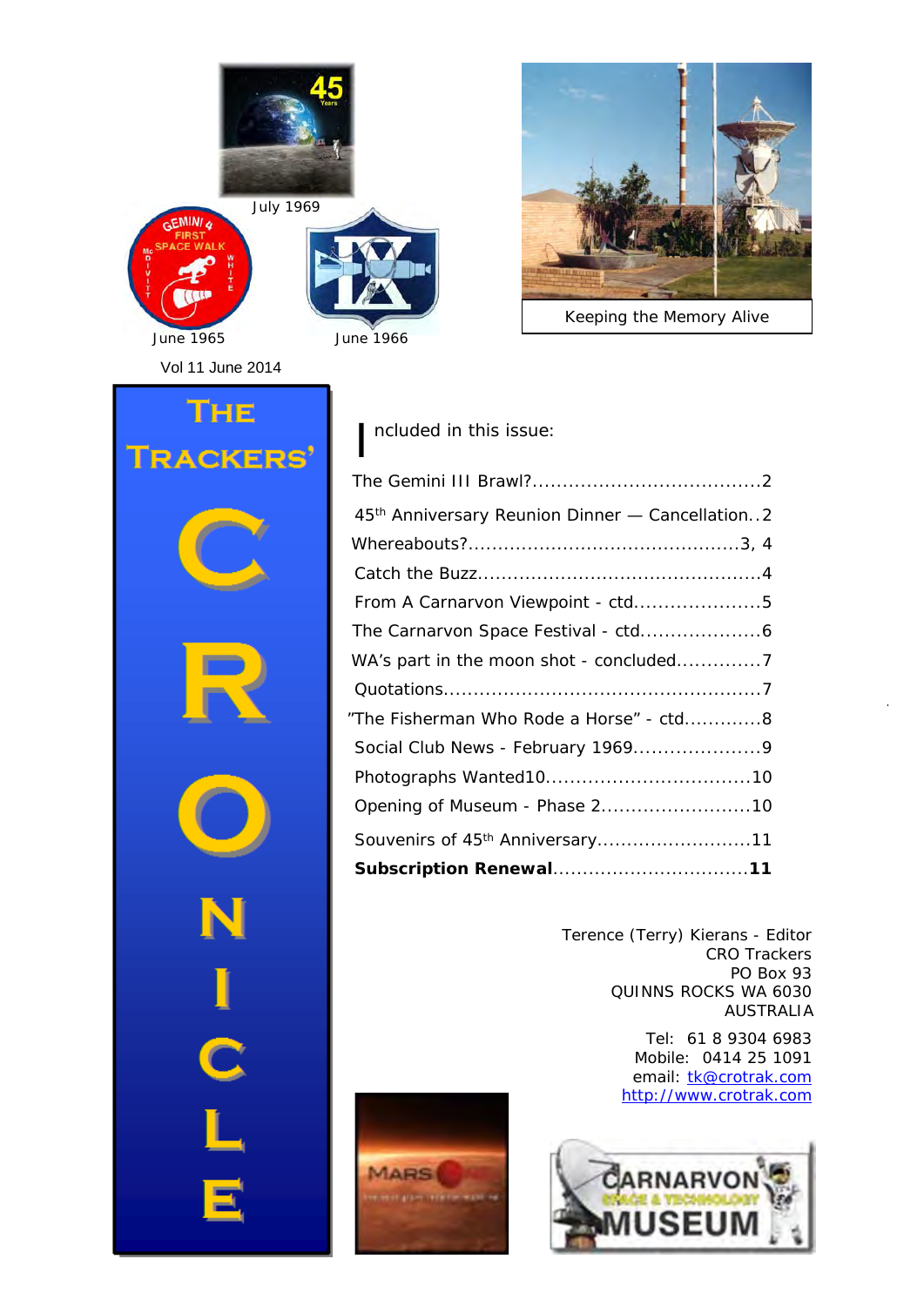July 1969

June 1965

June 1966

Keeping the Memory Alive

Vol 11 June 2014

# The Trackers' CRONICLE

**I**ncluded in this issue:

The Gemini III Brawl?......................................2

45th Anniversary Reunion Dinner — Cancellation..2

Whereabouts?.............................................3, 4

Catch the Buzz...............................................4

From A Carnarvon Viewpoint - ctd.....................5

The Carnarvon Space Festival - ctd....................6

WA's part in the moon shot - concluded.............7

Quotations....................................................7

"The Fisherman Who Rode a Horse" - ctd.............8

Social Club News - February 1969.....................9

Photographs Wanted10..................................10

Opening of Museum - Phase 2.........................10

Souvenirs of 45th Anniversary..........................11

**Subscription Renewal**.................................**11**

Terence (Terry) Kierans - Editor
CRO Trackers
PO Box 93
QUINNS ROCKS WA 6030
AUSTRALIA

Tel: 61 8 9304 6983
Mobile: 0414 25 1091
email: tk@crotrak.com
http://www.crotrak.com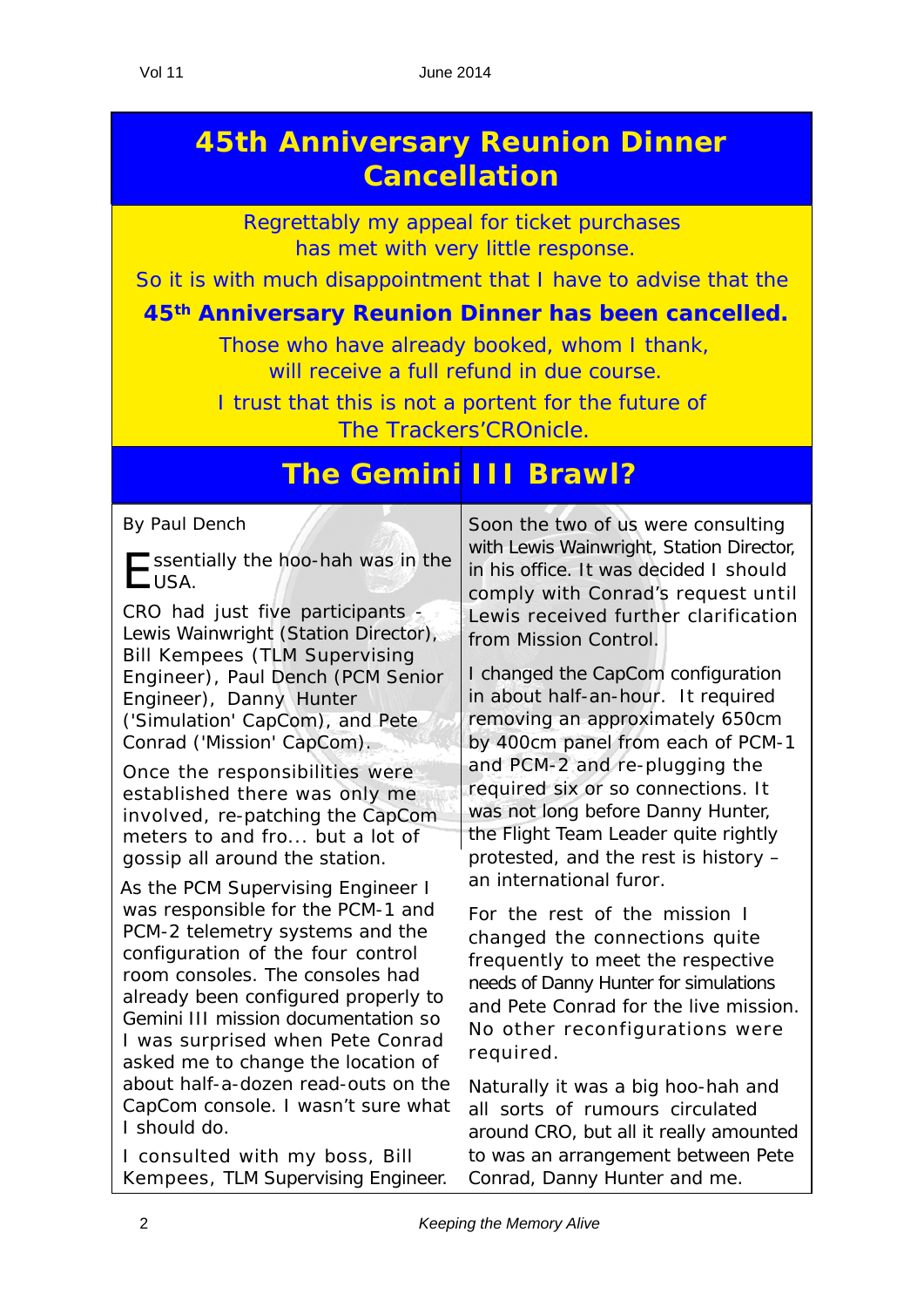# 45th Anniversary Reunion Dinner Cancellation

Regrettably my appeal for ticket purchases has met with very little response.

So it is with much disappointment that I have to advise that the

**45th Anniversary Reunion Dinner has been cancelled.**

Those who have already booked, whom I thank, will receive a full refund in due course.

I trust that this is not a portent for the future of The Trackers'CROnicle.

# The Gemini III Brawl?

By Paul Dench

Essentially the hoo-hah was in the USA.

CRO had just five participants - Lewis Wainwright (Station Director), Bill Kempees (TLM Supervising Engineer), Paul Dench (PCM Senior Engineer), Danny Hunter ('Simulation' CapCom), and Pete Conrad ('Mission' CapCom).

Once the responsibilities were established there was only me involved, re-patching the CapCom meters to and fro... but a lot of gossip all around the station.

As the PCM Supervising Engineer I was responsible for the PCM-1 and PCM-2 telemetry systems and the configuration of the four control room consoles. The consoles had already been configured properly to Gemini III mission documentation so I was surprised when Pete Conrad asked me to change the location of about half-a-dozen read-outs on the CapCom console. I wasn't sure what I should do.

I consulted with my boss, Bill Kempees, TLM Supervising Engineer. Soon the two of us were consulting with Lewis Wainwright, Station Director, in his office. It was decided I should comply with Conrad's request until Lewis received further clarification from Mission Control.

I changed the CapCom configuration in about half-an-hour. It required removing an approximately 650cm by 400cm panel from each of PCM-1 and PCM-2 and re-plugging the required six or so connections. It was not long before Danny Hunter, the Flight Team Leader quite rightly protested, and the rest is history – an international furor.

For the rest of the mission I changed the connections quite frequently to meet the respective needs of Danny Hunter for simulations and Pete Conrad for the live mission. No other reconfigurations were required.

Naturally it was a big hoo-hah and all sorts of rumours circulated around CRO, but all it really amounted to was an arrangement between Pete Conrad, Danny Hunter and me.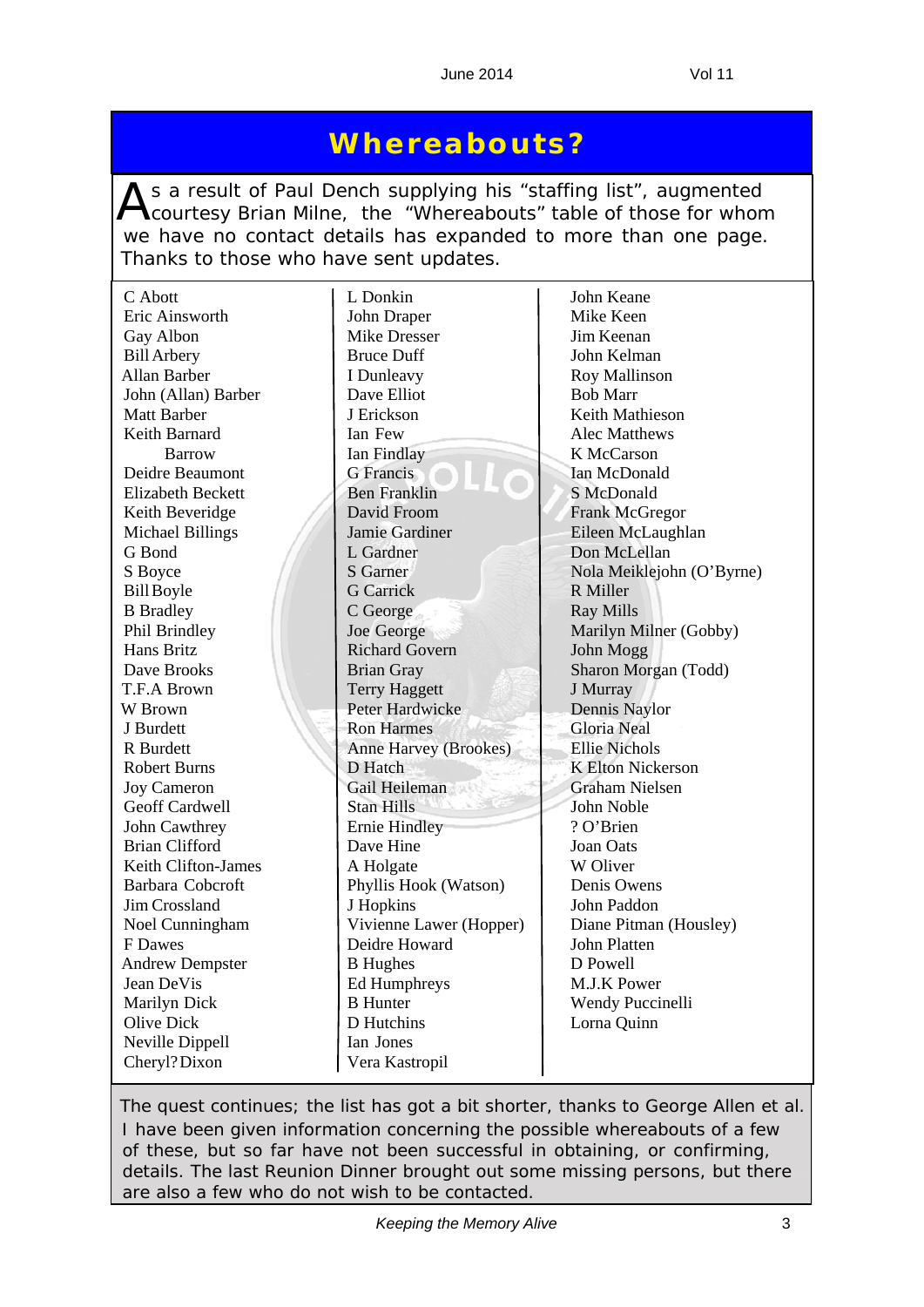# Whereabouts?

As a result of Paul Dench supplying his “staffing list”, augmented courtesy Brian Milne, the “Whereabouts” table of those for whom we have no contact details has expanded to more than one page. Thanks to those who have sent updates.

C Abott
Eric Ainsworth
Gay Albon
Bill Arbery
Allan Barber
John (Allan) Barber
Matt Barber
Keith Barnard
Barrow
Deidre Beaumont
Elizabeth Beckett
Keith Beveridge
Michael Billings
G Bond
S Boyce
Bill Boyle
B Bradley
Phil Brindley
Hans Britz
Dave Brooks
T.F.A Brown
W Brown
J Burdett
R Burdett
Robert Burns
Joy Cameron
Geoff Cardwell
John Cawthrey
Brian Clifford
Keith Clifton-James
Barbara Cobcroft
Jim Crossland
Noel Cunningham
F Dawes
Andrew Dempster
Jean DeVis
Marilyn Dick
Olive Dick
Neville Dippell
Cheryl? Dixon
L Donkin
John Draper
Mike Dresser
Bruce Duff
I Dunleavy
Dave Elliot
J Erickson
Ian Few
Ian Findlay
G Francis
Ben Franklin
David Froom
Jamie Gardiner
L Gardner
S Garner
G Carrick
C George
Joe George
Richard Govern
Brian Gray
Terry Haggett
Peter Hardwicke
Ron Harmes
Anne Harvey (Brookes)
D Hatch
Gail Heileman
Stan Hills
Ernie Hindley
Dave Hine
A Holgate
Phyllis Hook (Watson)
J Hopkins
Vivienne Lawer (Hopper)
Deidre Howard
B Hughes
Ed Humphreys
B Hunter
D Hutchins
Ian Jones
Vera Kastropil
John Keane
Mike Keen
Jim Keenan
John Kelman
Roy Mallinson
Bob Marr
Keith Mathieson
Alec Matthews
K McCarson
Ian McDonald
S McDonald
Frank McGregor
Eileen McLaughlan
Don McLellan
Nola Meiklejohn (O’Byrne)
R Miller
Ray Mills
Marilyn Milner (Gobby)
John Mogg
Sharon Morgan (Todd)
J Murray
Dennis Naylor
Gloria Neal
Ellie Nichols
K Elton Nickerson
Graham Nielsen
John Noble
? O’Brien
Joan Oats
W Oliver
Denis Owens
John Paddon
Diane Pitman (Housley)
John Platten
D Powell
M.J.K Power
Wendy Puccinelli
Lorna Quinn

The quest continues; the list has got a bit shorter, thanks to George Allen et al. I have been given information concerning the possible whereabouts of a few of these, but so far have not been successful in obtaining, or confirming, details. The last Reunion Dinner brought out some missing persons, but there are also a few who do not wish to be contacted.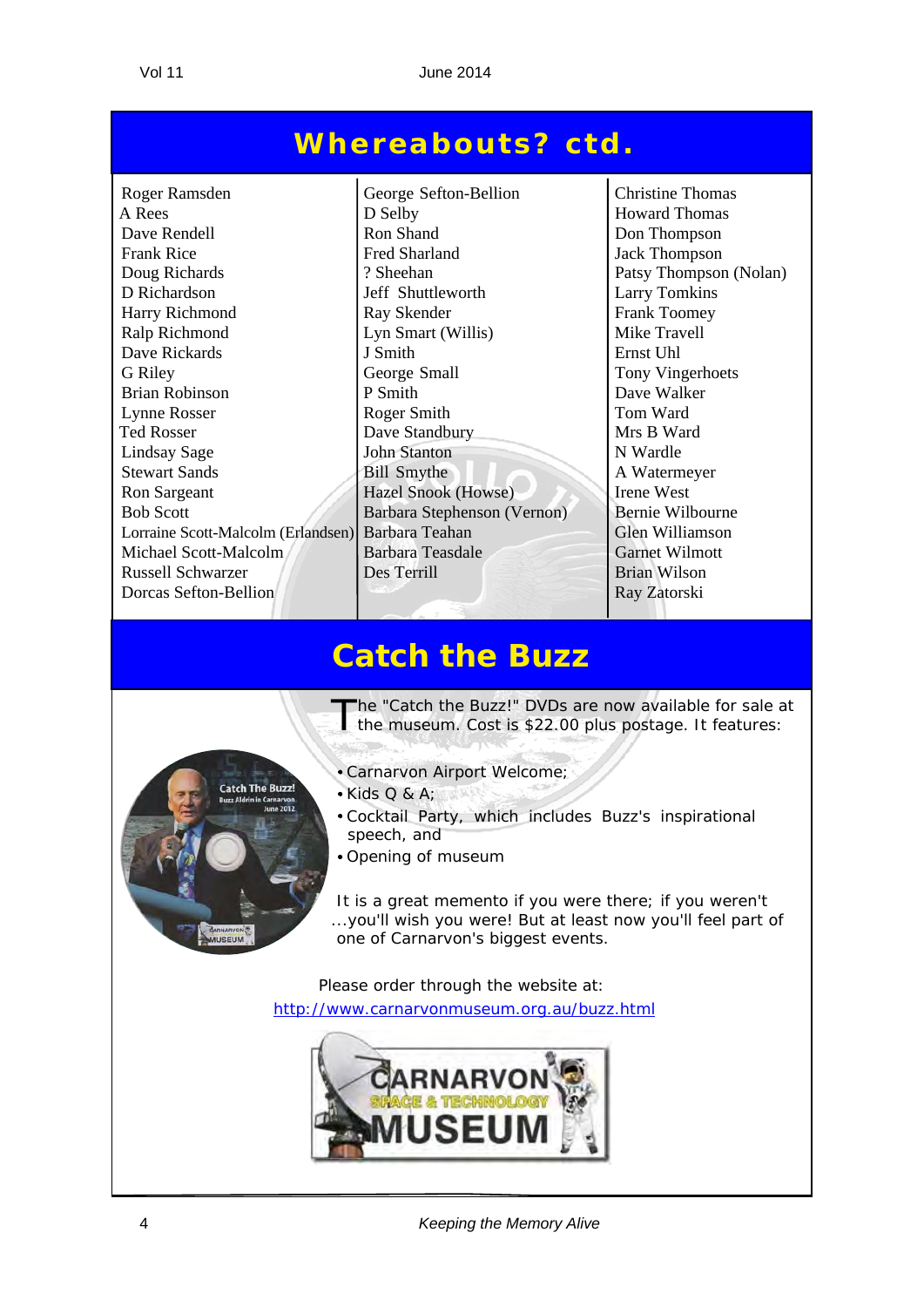## Whereabouts? ctd.

Roger Ramsden
A Rees
Dave Rendell
Frank Rice
Doug Richards
D Richardson
Harry Richmond
Ralp Richmond
Dave Rickards
G Riley
Brian Robinson
Lynne Rosser
Ted Rosser
Lindsay Sage
Stewart Sands
Ron Sargeant
Bob Scott
Lorraine Scott-Malcolm (Erlandsen)
Michael Scott-Malcolm
Russell Schwarzer
Dorcas Sefton-Bellion
George Sefton-Bellion
D Selby
Ron Shand
Fred Sharland
? Sheehan
Jeff Shuttleworth
Ray Skender
Lyn Smart (Willis)
J Smith
George Small
P Smith
Roger Smith
Dave Standbury
John Stanton
Bill Smythe
Hazel Snook (Howse)
Barbara Stephenson (Vernon)
Barbara Teahan
Barbara Teasdale
Des Terrill
Christine Thomas
Howard Thomas
Don Thompson
Jack Thompson
Patsy Thompson (Nolan)
Larry Tomkins
Frank Toomey
Mike Travell
Ernst Uhl
Tony Vingerhoets
Dave Walker
Tom Ward
Mrs B Ward
N Wardle
A Watermeyer
Irene West
Bernie Wilbourne
Glen Williamson
Garnet Wilmott
Brian Wilson
Ray Zatorski

## Catch the Buzz

The "Catch the Buzz!" DVDs are now available for sale at the museum. Cost is $22.00 plus postage. It features:

- Carnarvon Airport Welcome;
- Kids Q & A;
- Cocktail Party, which includes Buzz's inspirational speech, and
- Opening of museum

It is a great memento if you were there; if you weren't ...you'll wish you were! But at least now you'll feel part of one of Carnarvon's biggest events.

Please order through the website at:
http://www.carnarvonmuseum.org.au/buzz.html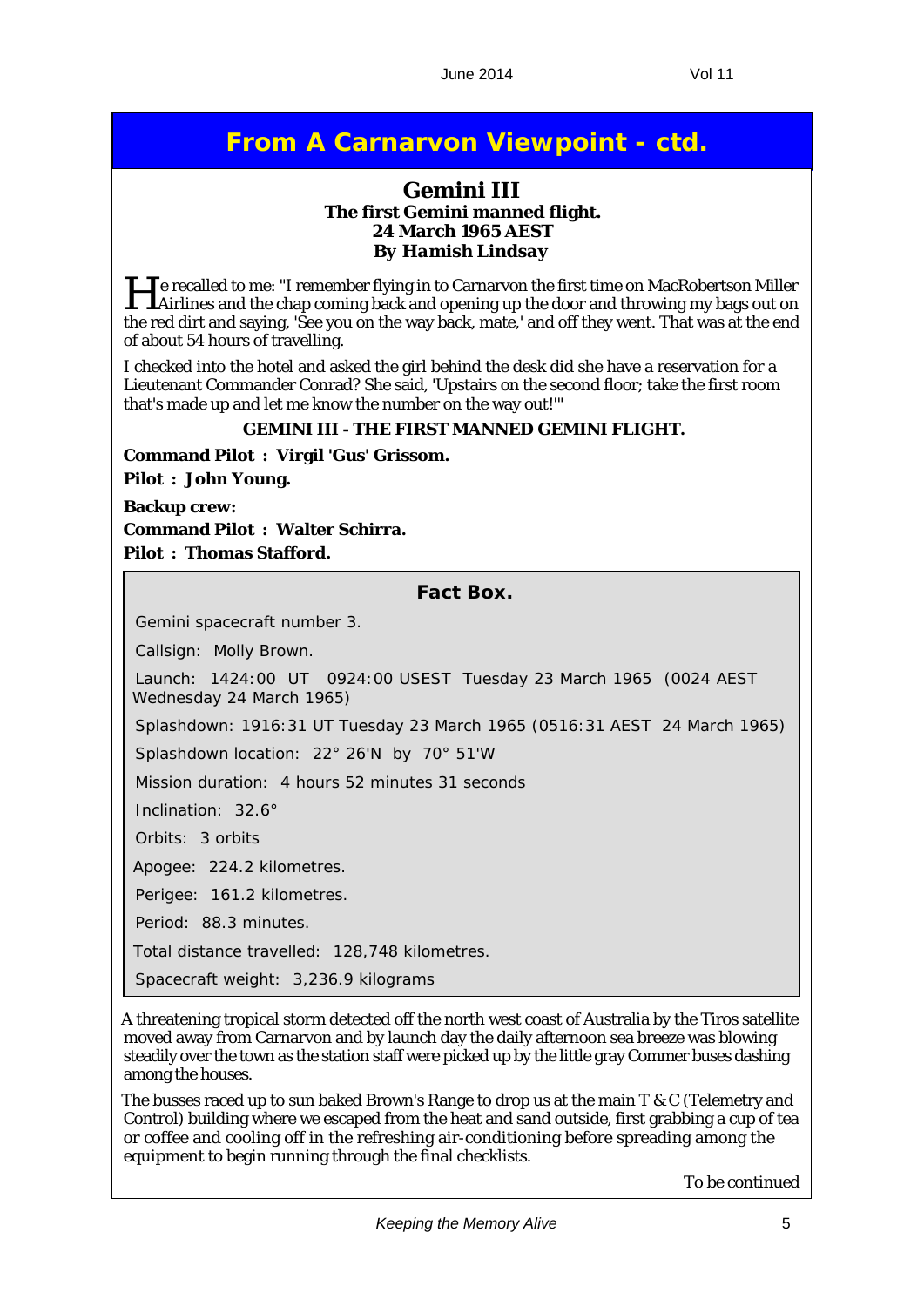## From A Carnarvon Viewpoint - ctd.

### Gemini III

**The first Gemini manned flight.**
**24 March 1965 AEST**
***By Hamish Lindsay***

He recalled to me: "I remember flying in to Carnarvon the first time on MacRobertson Miller Airlines and the chap coming back and opening up the door and throwing my bags out on the red dirt and saying, 'See you on the way back, mate,' and off they went. That was at the end of about 54 hours of travelling.

I checked into the hotel and asked the girl behind the desk did she have a reservation for a Lieutenant Commander Conrad? She said, 'Upstairs on the second floor; take the first room that's made up and let me know the number on the way out!'"

**GEMINI III - THE FIRST MANNED GEMINI FLIGHT.**

**Command Pilot : Virgil 'Gus' Grissom.**

**Pilot : John Young.**

**Backup crew:**

**Command Pilot : Walter Schirra.**

**Pilot : Thomas Stafford.**

**Fact Box.**

Gemini spacecraft number 3.

Callsign: Molly Brown.

Launch: 1424:00 UT 0924:00 USEST Tuesday 23 March 1965 (0024 AEST Wednesday 24 March 1965)

Splashdown: 1916:31 UT Tuesday 23 March 1965 (0516:31 AEST 24 March 1965)

Splashdown location: 22° 26'N by 70° 51'W

Mission duration: 4 hours 52 minutes 31 seconds

Inclination: 32.6°

Orbits: 3 orbits

Apogee: 224.2 kilometres.

Perigee: 161.2 kilometres.

Period: 88.3 minutes.

Total distance travelled: 128,748 kilometres.

Spacecraft weight: 3,236.9 kilograms

A threatening tropical storm detected off the north west coast of Australia by the Tiros satellite moved away from Carnarvon and by launch day the daily afternoon sea breeze was blowing steadily over the town as the station staff were picked up by the little gray Commer buses dashing among the houses.

The busses raced up to sun baked Brown's Range to drop us at the main T & C (Telemetry and Control) building where we escaped from the heat and sand outside, first grabbing a cup of tea or coffee and cooling off in the refreshing air-conditioning before spreading among the equipment to begin running through the final checklists.

*To be continued*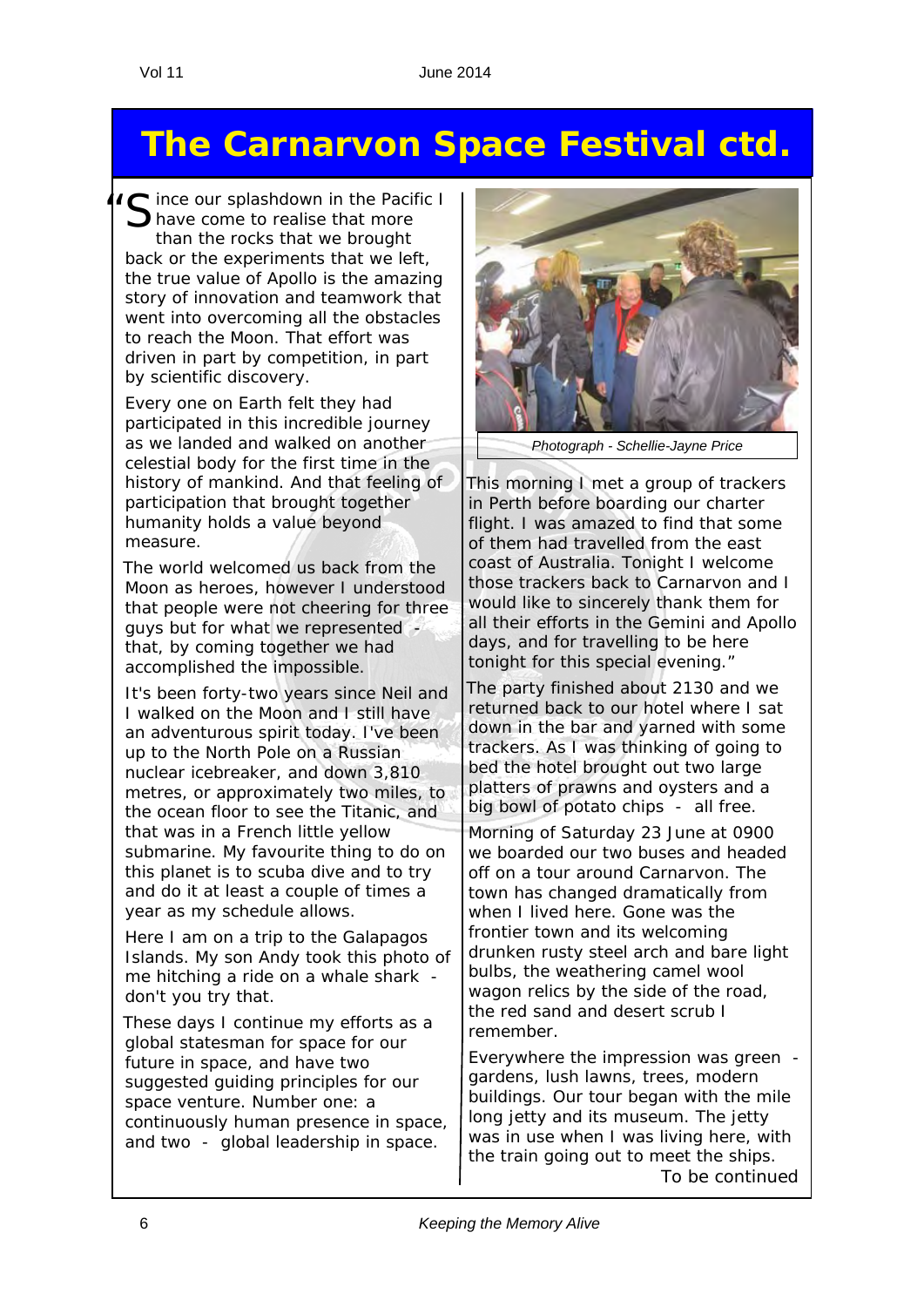# The Carnarvon Space Festival ctd.

"Since our splashdown in the Pacific I have come to realise that more than the rocks that we brought back or the experiments that we left, the true value of Apollo is the amazing story of innovation and teamwork that went into overcoming all the obstacles to reach the Moon. That effort was driven in part by competition, in part by scientific discovery.

Every one on Earth felt they had participated in this incredible journey as we landed and walked on another celestial body for the first time in the history of mankind. And that feeling of participation that brought together humanity holds a value beyond measure.

The world welcomed us back from the Moon as heroes, however I understood that people were not cheering for three guys but for what we represented - that, by coming together we had accomplished the impossible.

It's been forty-two years since Neil and I walked on the Moon and I still have an adventurous spirit today. I've been up to the North Pole on a Russian nuclear icebreaker, and down 3,810 metres, or approximately two miles, to the ocean floor to see the Titanic, and that was in a French little yellow submarine. My favourite thing to do on this planet is to scuba dive and to try and do it at least a couple of times a year as my schedule allows.

Here I am on a trip to the Galapagos Islands. My son Andy took this photo of me hitching a ride on a whale shark - don't you try that.

These days I continue my efforts as a global statesman for space for our future in space, and have two suggested guiding principles for our space venture. Number one: a continuously human presence in space, and two - global leadership in space.

*Photograph - Schellie-Jayne Price*

This morning I met a group of trackers in Perth before boarding our charter flight. I was amazed to find that some of them had travelled from the east coast of Australia. Tonight I welcome those trackers back to Carnarvon and I would like to sincerely thank them for all their efforts in the Gemini and Apollo days, and for travelling to be here tonight for this special evening."

The party finished about 2130 and we returned back to our hotel where I sat down in the bar and yarned with some trackers. As I was thinking of going to bed the hotel brought out two large platters of prawns and oysters and a big bowl of potato chips - all free.

Morning of Saturday 23 June at 0900 we boarded our two buses and headed off on a tour around Carnarvon. The town has changed dramatically from when I lived here. Gone was the frontier town and its welcoming drunken rusty steel arch and bare light bulbs, the weathering camel wool wagon relics by the side of the road, the red sand and desert scrub I remember.

Everywhere the impression was green - gardens, lush lawns, trees, modern buildings. Our tour began with the mile long jetty and its museum. The jetty was in use when I was living here, with the train going out to meet the ships.

To be continued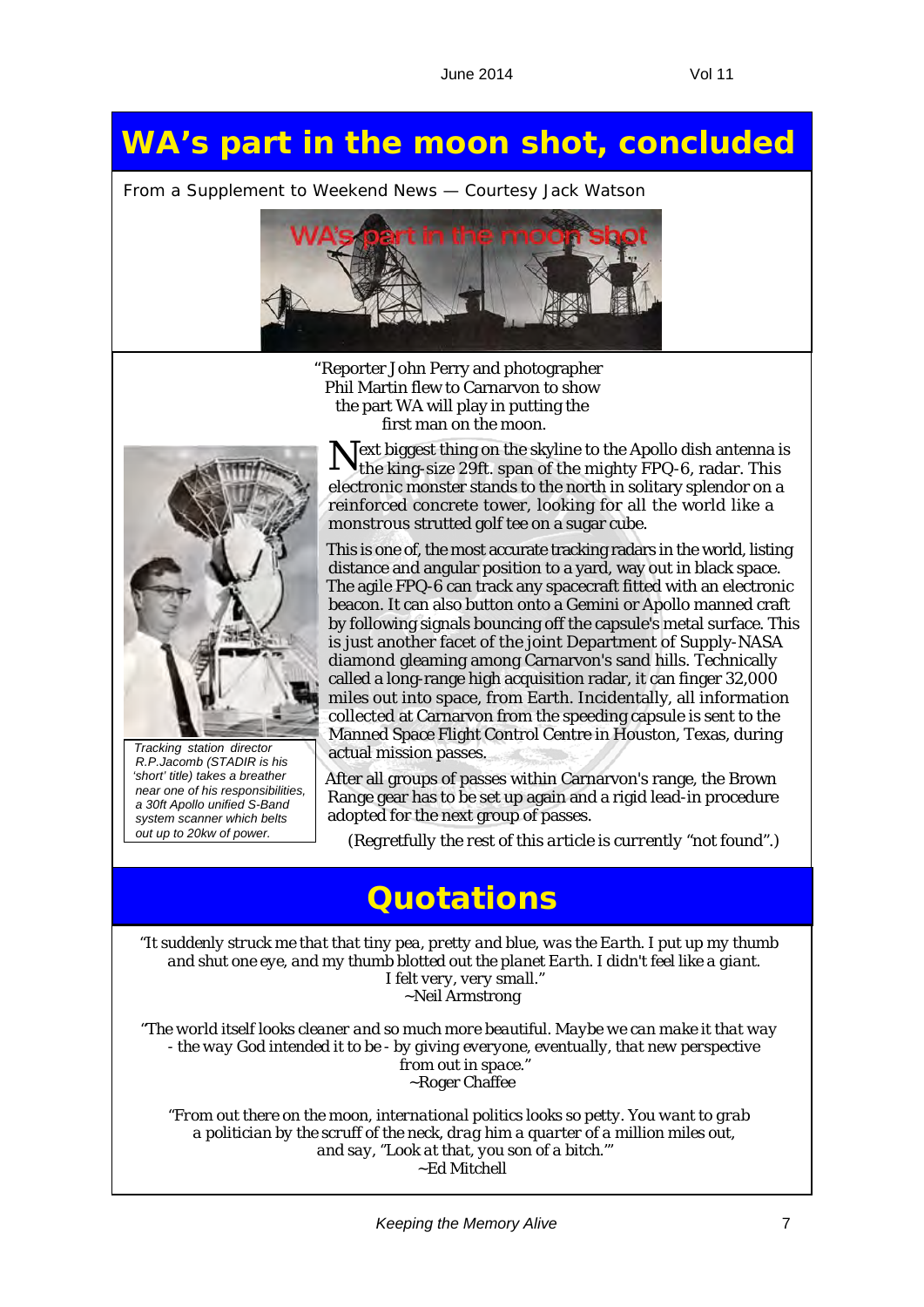# WA's part in the moon shot, concluded

From a Supplement to Weekend News — Courtesy Jack Watson

"Reporter John Perry and photographer Phil Martin flew to Carnarvon to show the part WA will play in putting the first man on the moon.

Next biggest thing on the skyline to the Apollo dish antenna is the king-size 29ft. span of the mighty FPQ-6, radar. This electronic monster stands to the north in solitary splendor on a reinforced concrete tower, looking for all the world like a monstrous strutted golf tee on a sugar cube.

This is one of, the most accurate tracking radars in the world, listing distance and angular position to a yard, way out in black space. The agile FPQ-6 can track any spacecraft fitted with an electronic beacon. It can also button onto a Gemini or Apollo manned craft by following signals bouncing off the capsule's metal surface. This is just another facet of the joint Department of Supply-NASA diamond gleaming among Carnarvon's sand hills. Technically called a long-range high acquisition radar, it can finger 32,000 miles out into space, from Earth. Incidentally, all information collected at Carnarvon from the speeding capsule is sent to the Manned Space Flight Control Centre in Houston, Texas, during actual mission passes.

After all groups of passes within Carnarvon's range, the Brown Range gear has to be set up again and a rigid lead-in procedure adopted for the next group of passes.

*Tracking station director R.P.Jacomb (STADIR is his 'short' title) takes a breather near one of his responsibilities, a 30ft Apollo unified S-Band system scanner which belts out up to 20kw of power.*

*(Regretfully the rest of this article is currently "not found".)*

# Quotations

*"It suddenly struck me that that tiny pea, pretty and blue, was the Earth. I put up my thumb and shut one eye, and my thumb blotted out the planet Earth. I didn't feel like a giant. I felt very, very small."*
~Neil Armstrong

*"The world itself looks cleaner and so much more beautiful. Maybe we can make it that way - the way God intended it to be - by giving everyone, eventually, that new perspective from out in space."*
~Roger Chaffee

*"From out there on the moon, international politics looks so petty. You want to grab a politician by the scruff of the neck, drag him a quarter of a million miles out, and say, "Look at that, you son of a bitch.""*
~Ed Mitchell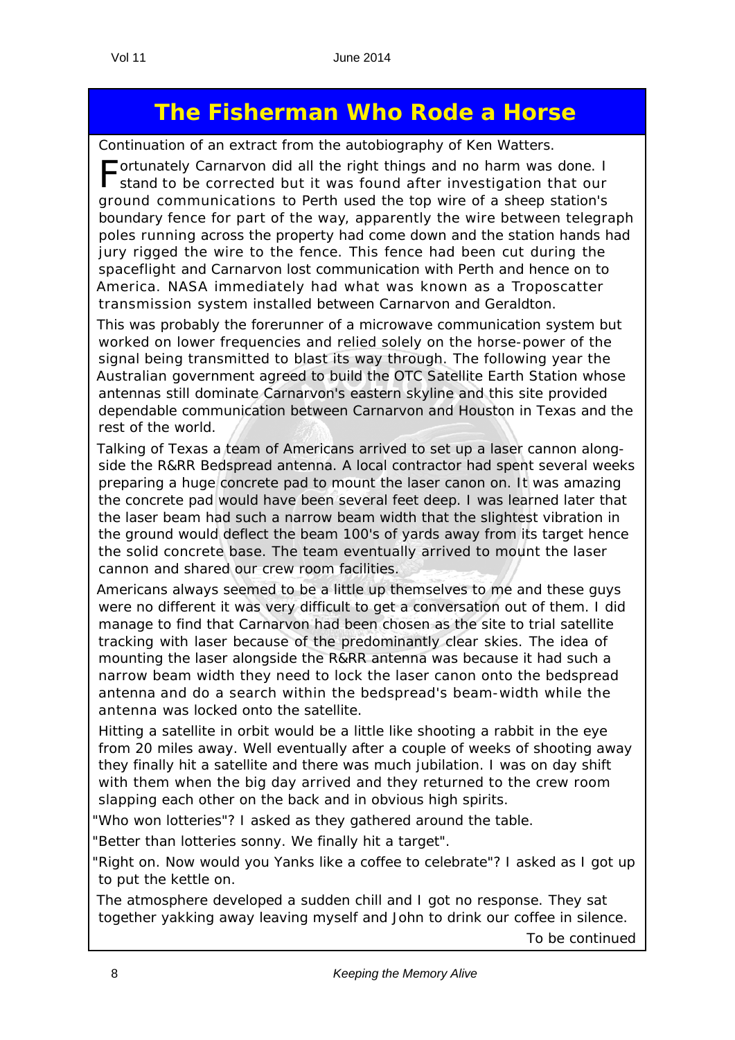# The Fisherman Who Rode a Horse

Continuation of an extract from the autobiography of Ken Watters.

Fortunately Carnarvon did all the right things and no harm was done. I stand to be corrected but it was found after investigation that our ground communications to Perth used the top wire of a sheep station's boundary fence for part of the way, apparently the wire between telegraph poles running across the property had come down and the station hands had jury rigged the wire to the fence. This fence had been cut during the spaceflight and Carnarvon lost communication with Perth and hence on to America. NASA immediately had what was known as a Troposcatter transmission system installed between Carnarvon and Geraldton.

This was probably the forerunner of a microwave communication system but worked on lower frequencies and relied solely on the horse-power of the signal being transmitted to blast its way through. The following year the Australian government agreed to build the OTC Satellite Earth Station whose antennas still dominate Carnarvon's eastern skyline and this site provided dependable communication between Carnarvon and Houston in Texas and the rest of the world.

Talking of Texas a team of Americans arrived to set up a laser cannon alongside the R&RR Bedspread antenna. A local contractor had spent several weeks preparing a huge concrete pad to mount the laser canon on. It was amazing the concrete pad would have been several feet deep. I was learned later that the laser beam had such a narrow beam width that the slightest vibration in the ground would deflect the beam 100's of yards away from its target hence the solid concrete base. The team eventually arrived to mount the laser cannon and shared our crew room facilities.

Americans always seemed to be a little up themselves to me and these guys were no different it was very difficult to get a conversation out of them. I did manage to find that Carnarvon had been chosen as the site to trial satellite tracking with laser because of the predominantly clear skies. The idea of mounting the laser alongside the R&RR antenna was because it had such a narrow beam width they need to lock the laser canon onto the bedspread antenna and do a search within the bedspread's beam-width while the antenna was locked onto the satellite.

Hitting a satellite in orbit would be a little like shooting a rabbit in the eye from 20 miles away. Well eventually after a couple of weeks of shooting away they finally hit a satellite and there was much jubilation. I was on day shift with them when the big day arrived and they returned to the crew room slapping each other on the back and in obvious high spirits.

"Who won lotteries"? I asked as they gathered around the table.

"Better than lotteries sonny. We finally hit a target".

"Right on. Now would you Yanks like a coffee to celebrate"? I asked as I got up to put the kettle on.

The atmosphere developed a sudden chill and I got no response. They sat together yakking away leaving myself and John to drink our coffee in silence.

To be continued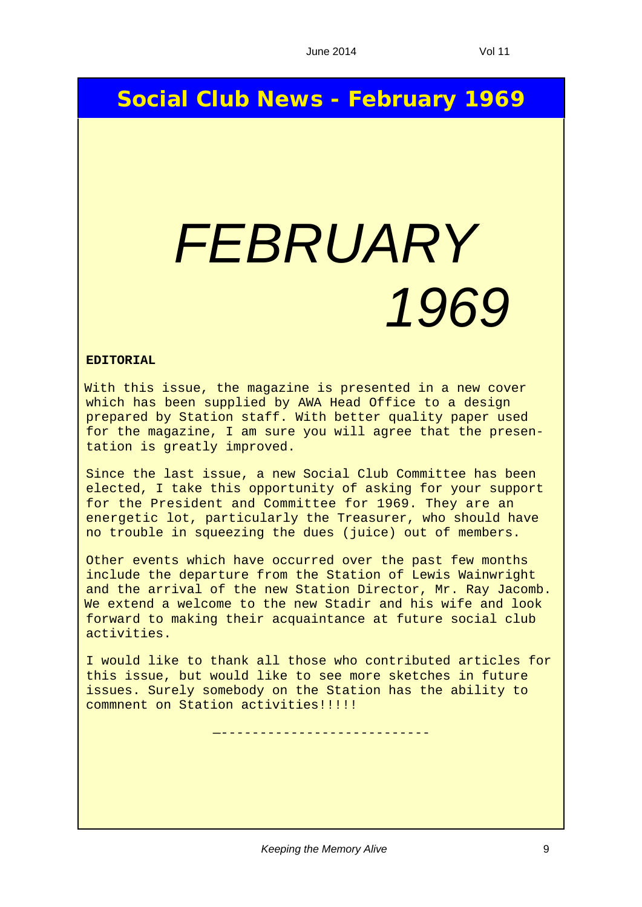## Social Club News - February 1969

*FEBRUARY 1969*

**EDITORIAL**

With this issue, the magazine is presented in a new cover which has been supplied by AWA Head Office to a design prepared by Station staff. With better quality paper used for the magazine, I am sure you will agree that the presentation is greatly improved.

Since the last issue, a new Social Club Committee has been elected, I take this opportunity of asking for your support for the President and Committee for 1969. They are an energetic lot, particularly the Treasurer, who should have no trouble in squeezing the dues (juice) out of members.

Other events which have occurred over the past few months include the departure from the Station of Lewis Wainwright and the arrival of the new Station Director, Mr. Ray Jacomb. We extend a welcome to the new Stadir and his wife and look forward to making their acquaintance at future social club activities.

I would like to thank all those who contributed articles for this issue, but would like to see more sketches in future issues. Surely somebody on the Station has the ability to commnent on Station activities!!!!!

---------------------------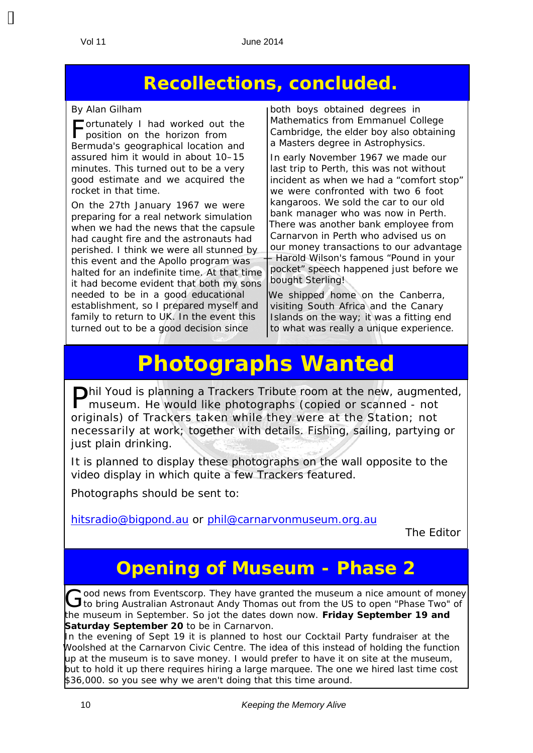# Recollections, concluded.

By Alan Gilham

Fortunately I had worked out the position on the horizon from Bermuda's geographical location and assured him it would in about 10–15 minutes. This turned out to be a very good estimate and we acquired the rocket in that time.

On the 27th January 1967 we were preparing for a real network simulation when we had the news that the capsule had caught fire and the astronauts had perished. I think we were all stunned by this event and the Apollo program was halted for an indefinite time. At that time it had become evident that both my sons needed to be in a good educational establishment, so I prepared myself and family to return to UK. In the event this turned out to be a good decision since both boys obtained degrees in Mathematics from Emmanuel College Cambridge, the elder boy also obtaining a Masters degree in Astrophysics.

In early November 1967 we made our last trip to Perth, this was not without incident as when we had a "comfort stop" we were confronted with two 6 foot kangaroos. We sold the car to our old bank manager who was now in Perth. There was another bank employee from Carnarvon in Perth who advised us on our money transactions to our advantage – Harold Wilson's famous "Pound in your pocket" speech happened just before we bought Sterling!

We shipped home on the Canberra, visiting South Africa and the Canary Islands on the way; it was a fitting end to what was really a unique experience.

# Photographs Wanted

Phil Youd is planning a Trackers Tribute room at the new, augmented, museum. He would like photographs (copied or scanned - not originals) of Trackers taken while they were at the Station; not necessarily at work; together with details. Fishing, sailing, partying or just plain drinking.

It is planned to display these photographs on the wall opposite to the video display in which quite a few Trackers featured.

Photographs should be sent to:

hitsradio@bigpond.au or phil@carnarvonmuseum.org.au

The Editor

# Opening of Museum - Phase 2

Good news from Eventscorp. They have granted the museum a nice amount of money to bring Australian Astronaut Andy Thomas out from the US to open "Phase Two" of the museum in September. So jot the dates down now. **Friday September 19 and Saturday September 20** to be in Carnarvon.

In the evening of Sept 19 it is planned to host our Cocktail Party fundraiser at the Woolshed at the Carnarvon Civic Centre. The idea of this instead of holding the function up at the museum is to save money. I would prefer to have it on site at the museum, but to hold it up there requires hiring a large marquee. The one we hired last time cost $36,000. so you see why we aren't doing that this time around.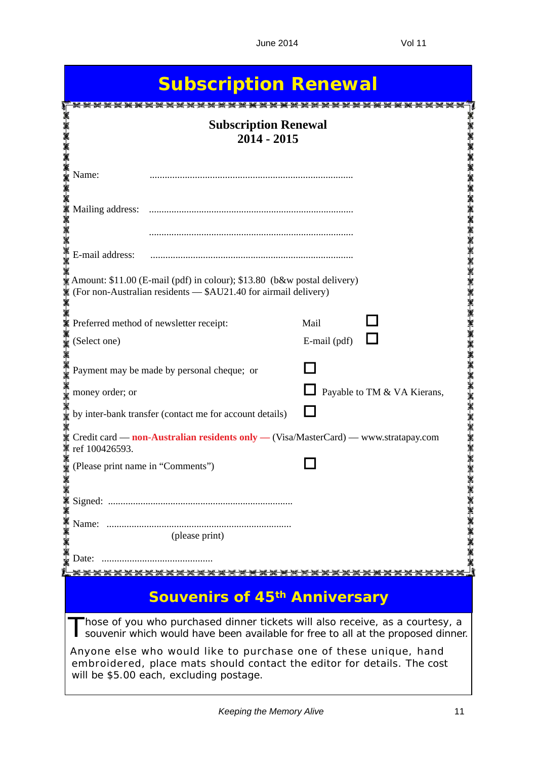# Subscription Renewal

**Subscription Renewal**
**2014 - 2015**

Name: ..................................................................................

Mailing address: ..................................................................................

..................................................................................

E-mail address: ..................................................................................

Amount: $11.00 (E-mail (pdf) in colour); $13.80 (b&w postal delivery)
(For non-Australian residents — $AU21.40 for airmail delivery)

Preferred method of newsletter receipt: Mail ☐
(Select one) E-mail (pdf) ☐

Payment may be made by personal cheque; or ☐

money order; or ☐ Payable to TM & VA Kierans,

by inter-bank transfer (contact me for account details) ☐

Credit card — **non-Australian residents only —** (Visa/MasterCard) — www.stratapay.com ref 100426593.
(Please print name in "Comments") ☐

Signed: ..........................................................................

Name: ..........................................................................
(please print)

Date: ............................................

# Souvenirs of 45th Anniversary

Those of you who purchased dinner tickets will also receive, as a courtesy, a souvenir which would have been available for free to all at the proposed dinner.

Anyone else who would like to purchase one of these unique, hand embroidered, place mats should contact the editor for details. The cost will be $5.00 each, excluding postage.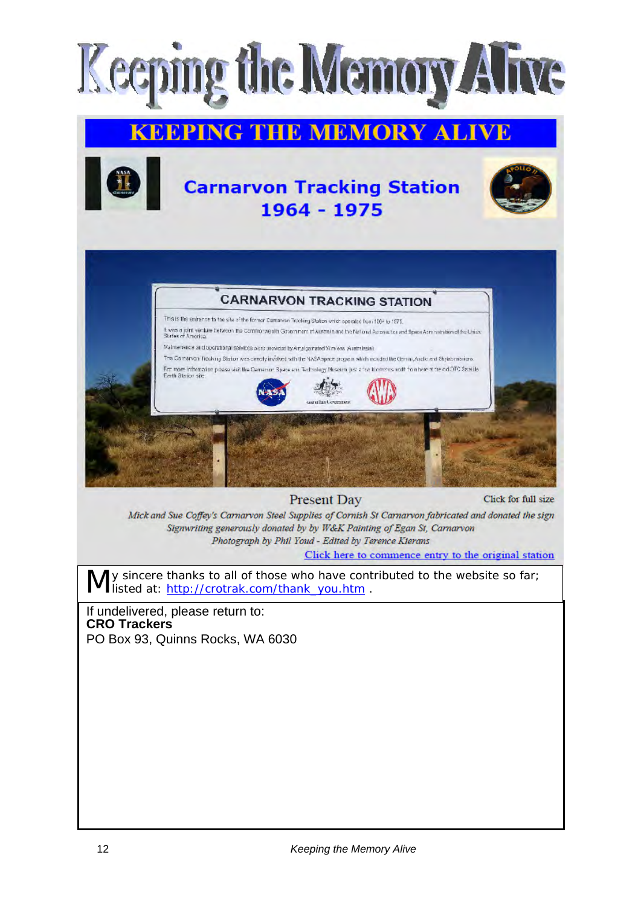# Keeping the Memory Alive

## KEEPING THE MEMORY ALIVE

### Carnarvon Tracking Station 1964 - 1975

CARNARVON TRACKING STATION

This is the entrance to the site of the former Carnarvon Tracking Station which operated from 1964 to 1975.

It was a joint venture between the Commonwealth Government of Australia and the National Aeronautics and Space Administration of the United States of America.

Maintenance and operational services were provided by Amalgamated Wireless (Australasia).

The Carnarvon Tracking Station was directly involved with the NASA space program which included the Gemini, Apollo and Skylab missions.

For more information please visit the Carnarvon Space and Technology Museum just a few kilometres south from here at the old OTC Satellite Earth Station site.

Present Day

Click for full size

*Mick and Sue Coffey's Carnarvon Steel Supplies of Cornish St Carnarvon fabricated and donated the sign*
*Signwriting generously donated by by W&K Painting of Egan St, Carnarvon*
*Photograph by Phil Youd - Edited by Terence Kierans*

Click here to commence entry to the original station

My sincere thanks to all of those who have contributed to the website so far; listed at: http://crotrak.com/thank_you.htm .

If undelivered, please return to:
**CRO Trackers**
PO Box 93, Quinns Rocks, WA 6030